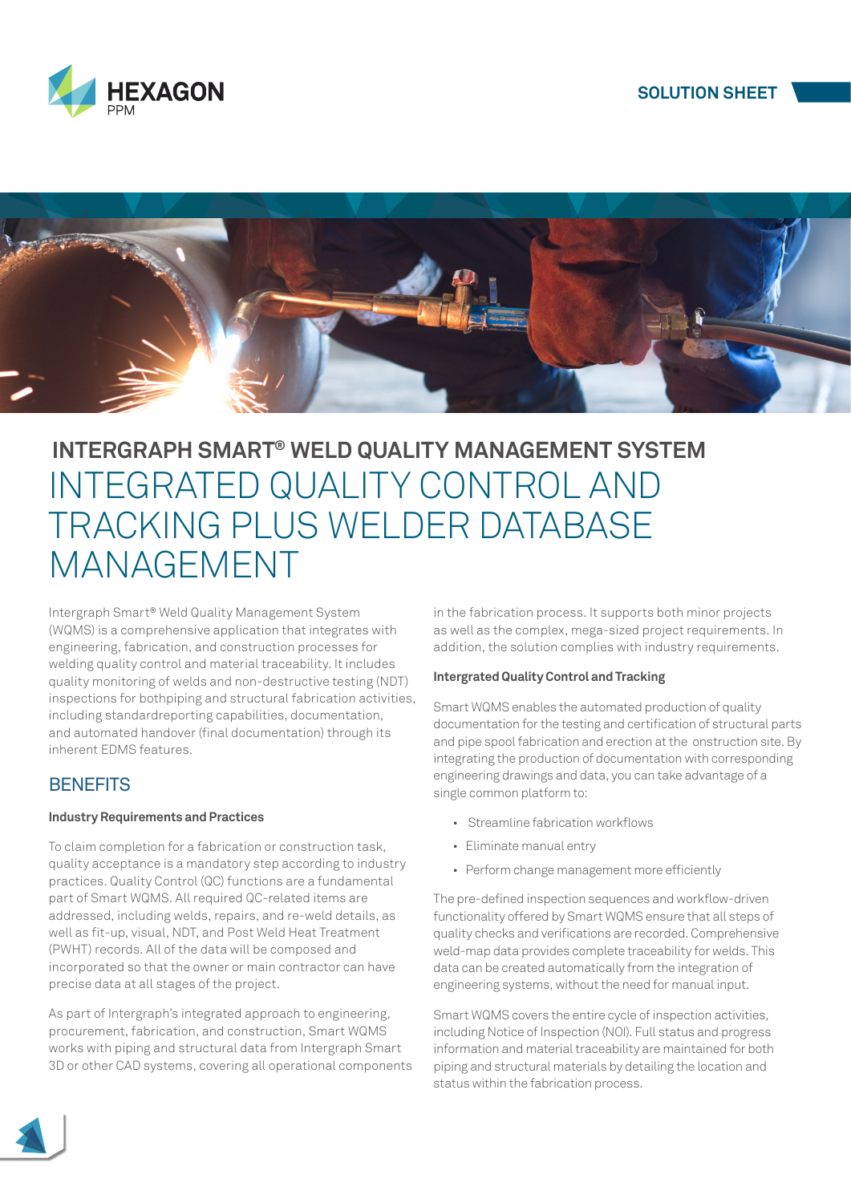HEXAGON PPM

SOLUTION SHEET

## INTERGRAPH SMART® WELD QUALITY MANAGEMENT SYSTEM

# INTEGRATED QUALITY CONTROL AND TRACKING PLUS WELDER DATABASE MANAGEMENT

Intergraph Smart® Weld Quality Management System (WQMS) is a comprehensive application that integrates with engineering, fabrication, and construction processes for welding quality control and material traceability. It includes quality monitoring of welds and non-destructive testing (NDT) inspections for bothpiping and structural fabrication activities, including standardreporting capabilities, documentation, and automated handover (final documentation) through its inherent EDMS features.

## BENEFITS

**Industry Requirements and Practices**

To claim completion for a fabrication or construction task, quality acceptance is a mandatory step according to industry practices. Quality Control (QC) functions are a fundamental part of Smart WQMS. All required QC-related items are addressed, including welds, repairs, and re-weld details, as well as fit-up, visual, NDT, and Post Weld Heat Treatment (PWHT) records. All of the data will be composed and incorporated so that the owner or main contractor can have precise data at all stages of the project.

As part of Intergraph's integrated approach to engineering, procurement, fabrication, and construction, Smart WQMS works with piping and structural data from Intergraph Smart 3D or other CAD systems, covering all operational components in the fabrication process. It supports both minor projects as well as the complex, mega-sized project requirements. In addition, the solution complies with industry requirements.

**Intergrated Quality Control and Tracking**

Smart WQMS enables the automated production of quality documentation for the testing and certification of structural parts and pipe spool fabrication and erection at the onstruction site. By integrating the production of documentation with corresponding engineering drawings and data, you can take advantage of a single common platform to:

- Streamline fabrication workflows
- Eliminate manual entry
- Perform change management more efficiently

The pre-defined inspection sequences and workflow-driven functionality offered by Smart WQMS ensure that all steps of quality checks and verifications are recorded. Comprehensive weld-map data provides complete traceability for welds. This data can be created automatically from the integration of engineering systems, without the need for manual input.

Smart WQMS covers the entire cycle of inspection activities, including Notice of Inspection (NOI). Full status and progress information and material traceability are maintained for both piping and structural materials by detailing the location and status within the fabrication process.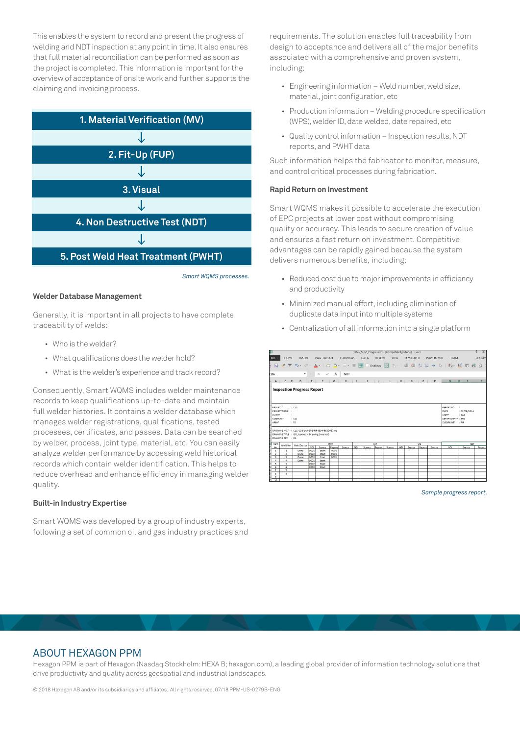This enables the system to record and present the progress of welding and NDT inspection at any point in time. It also ensures that full material reconciliation can be performed as soon as the project is completed. This information is important for the overview of acceptance of onsite work and further supports the claiming and invoicing process.

1. Material Verification (MV)

↓

2. Fit-Up (FUP)

↓

3. Visual

↓

4. Non Destructive Test (NDT)

↓

5. Post Weld Heat Treatment (PWHT)

*Smart WQMS processes.*

**Welder Database Management**

Generally, it is important in all projects to have complete traceability of welds:

- Who is the welder?
- What qualifications does the welder hold?
- What is the welder's experience and track record?

Consequently, Smart WQMS includes welder maintenance records to keep qualifications up-to-date and maintain full welder histories. It contains a welder database which manages welder registrations, qualifications, tested processes, certificates, and passes. Data can be searched by welder, process, joint type, material, etc. You can easily analyze welder performance by accessing weld historical records which contain welder identification. This helps to reduce overhead and enhance efficiency in managing welder quality.

**Built-in Industry Expertise**

Smart WQMS was developed by a group of industry experts, following a set of common oil and gas industry practices and requirements. The solution enables full traceability from design to acceptance and delivers all of the major benefits associated with a comprehensive and proven system, including:

- Engineering information – Weld number, weld size, material, joint configuration, etc
- Production information – Welding procedure specification (WPS), welder ID, date welded, date repaired, etc
- Quality control information – Inspection results, NDT reports, and PWHT data

Such information helps the fabricator to monitor, measure, and control critical processes during fabrication.

**Rapid Return on Investment**

Smart WQMS makes it possible to accelerate the execution of EPC projects at lower cost without compromising quality or accuracy. This leads to secure creation of value and ensures a fast return on investment. Competitive advantages can be rapidly gained because the system delivers numerous benefits, including:

- Reduced cost due to major improvements in efficiency and productivity
- Minimized manual effort, including elimination of duplicate data input into multiple systems
- Centralization of all information into a single platform

*Sample progress report.*

## ABOUT HEXAGON PPM

Hexagon PPM is part of Hexagon (Nasdaq Stockholm: HEXA B; hexagon.com), a leading global provider of information technology solutions that drive productivity and quality across geospatial and industrial landscapes.

© 2018 Hexagon AB and/or its subsidiaries and affiliates. All rights reserved. 07/18 PPM-US-0279B-ENG